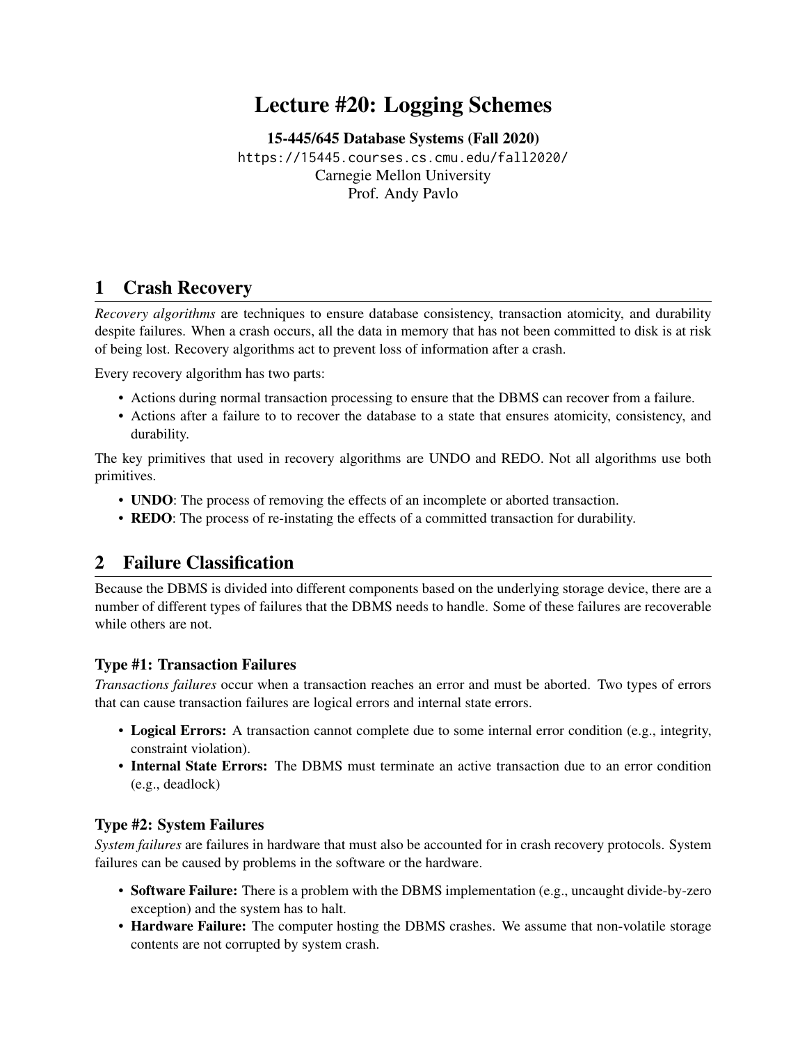# Lecture #20: Logging Schemes

**15-445/645 Database Systems (Fall 2020)**
https://15445.courses.cs.cmu.edu/fall2020/
Carnegie Mellon University
Prof. Andy Pavlo

## 1 Crash Recovery

*Recovery algorithms* are techniques to ensure database consistency, transaction atomicity, and durability despite failures. When a crash occurs, all the data in memory that has not been committed to disk is at risk of being lost. Recovery algorithms act to prevent loss of information after a crash.

Every recovery algorithm has two parts:

- Actions during normal transaction processing to ensure that the DBMS can recover from a failure.
- Actions after a failure to to recover the database to a state that ensures atomicity, consistency, and durability.

The key primitives that used in recovery algorithms are UNDO and REDO. Not all algorithms use both primitives.

- **UNDO**: The process of removing the effects of an incomplete or aborted transaction.
- **REDO**: The process of re-instating the effects of a committed transaction for durability.

## 2 Failure Classification

Because the DBMS is divided into different components based on the underlying storage device, there are a number of different types of failures that the DBMS needs to handle. Some of these failures are recoverable while others are not.

### Type #1: Transaction Failures

*Transactions failures* occur when a transaction reaches an error and must be aborted. Two types of errors that can cause transaction failures are logical errors and internal state errors.

- **Logical Errors:** A transaction cannot complete due to some internal error condition (e.g., integrity, constraint violation).
- **Internal State Errors:** The DBMS must terminate an active transaction due to an error condition (e.g., deadlock)

### Type #2: System Failures

*System failures* are failures in hardware that must also be accounted for in crash recovery protocols. System failures can be caused by problems in the software or the hardware.

- **Software Failure:** There is a problem with the DBMS implementation (e.g., uncaught divide-by-zero exception) and the system has to halt.
- **Hardware Failure:** The computer hosting the DBMS crashes. We assume that non-volatile storage contents are not corrupted by system crash.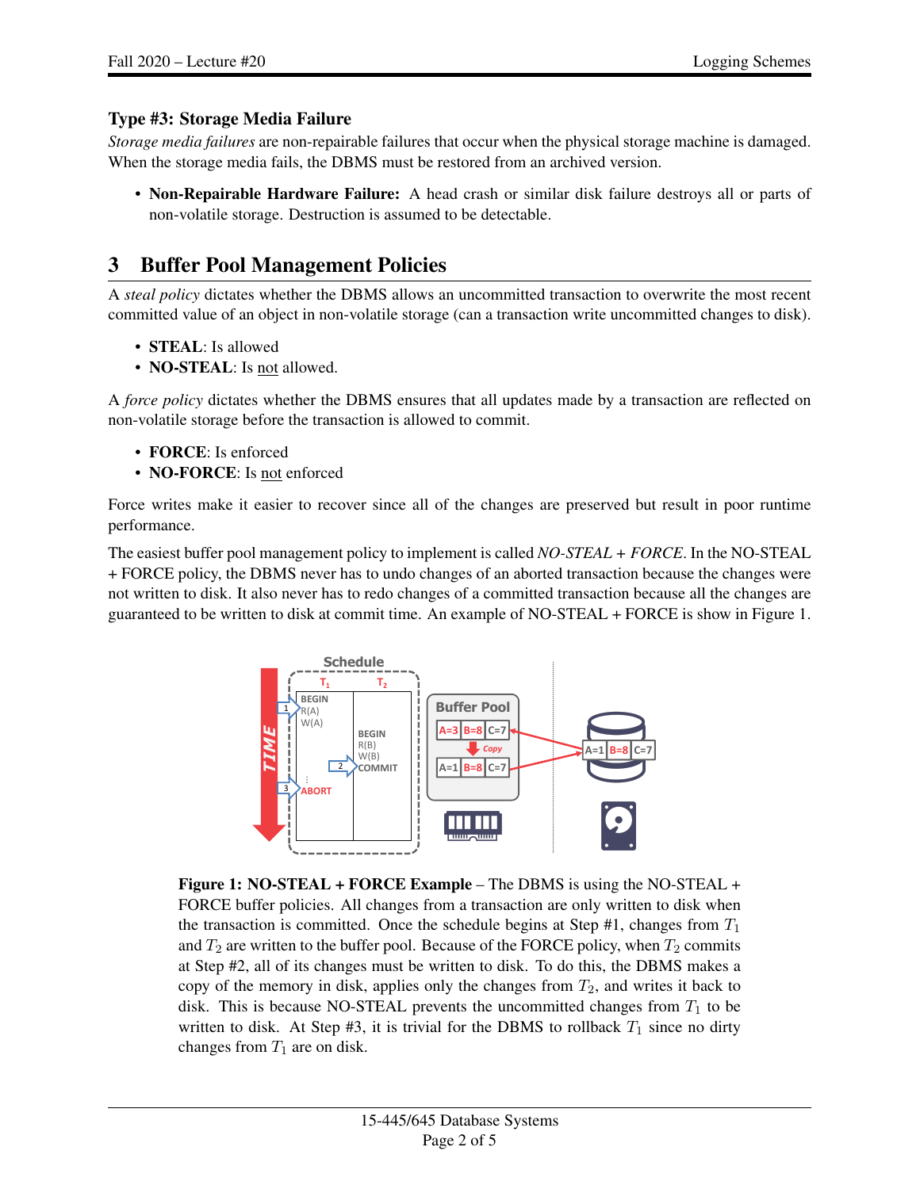### Type #3: Storage Media Failure

*Storage media failures* are non-repairable failures that occur when the physical storage machine is damaged. When the storage media fails, the DBMS must be restored from an archived version.

- **Non-Repairable Hardware Failure:** A head crash or similar disk failure destroys all or parts of non-volatile storage. Destruction is assumed to be detectable.

## 3 Buffer Pool Management Policies

A *steal policy* dictates whether the DBMS allows an uncommitted transaction to overwrite the most recent committed value of an object in non-volatile storage (can a transaction write uncommitted changes to disk).

- **STEAL**: Is allowed
- **NO-STEAL**: Is not allowed.

A *force policy* dictates whether the DBMS ensures that all updates made by a transaction are reflected on non-volatile storage before the transaction is allowed to commit.

- **FORCE**: Is enforced
- **NO-FORCE**: Is not enforced

Force writes make it easier to recover since all of the changes are preserved but result in poor runtime performance.

The easiest buffer pool management policy to implement is called *NO-STEAL + FORCE*. In the NO-STEAL + FORCE policy, the DBMS never has to undo changes of an aborted transaction because the changes were not written to disk. It also never has to redo changes of a committed transaction because all the changes are guaranteed to be written to disk at commit time. An example of NO-STEAL + FORCE is show in Figure 1.

**Figure 1: NO-STEAL + FORCE Example** – The DBMS is using the NO-STEAL + FORCE buffer policies. All changes from a transaction are only written to disk when the transaction is committed. Once the schedule begins at Step #1, changes from $T_1$ and $T_2$ are written to the buffer pool. Because of the FORCE policy, when $T_2$ commits at Step #2, all of its changes must be written to disk. To do this, the DBMS makes a copy of the memory in disk, applies only the changes from $T_2$, and writes it back to disk. This is because NO-STEAL prevents the uncommitted changes from $T_1$ to be written to disk. At Step #3, it is trivial for the DBMS to rollback $T_1$ since no dirty changes from $T_1$ are on disk.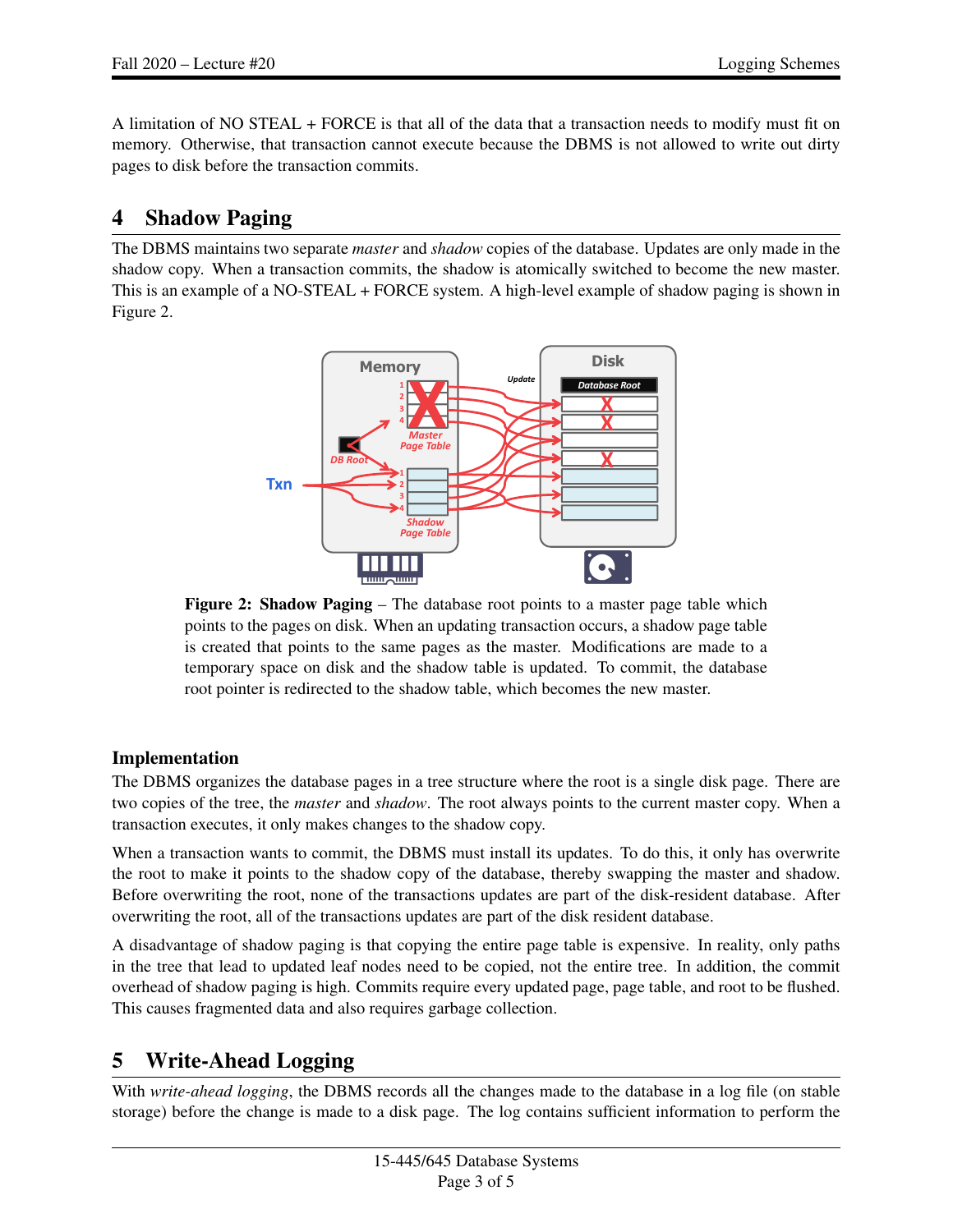A limitation of NO STEAL + FORCE is that all of the data that a transaction needs to modify must fit on memory. Otherwise, that transaction cannot execute because the DBMS is not allowed to write out dirty pages to disk before the transaction commits.

## 4 Shadow Paging

The DBMS maintains two separate *master* and *shadow* copies of the database. Updates are only made in the shadow copy. When a transaction commits, the shadow is atomically switched to become the new master. This is an example of a NO-STEAL + FORCE system. A high-level example of shadow paging is shown in Figure 2.

**Figure 2: Shadow Paging** – The database root points to a master page table which points to the pages on disk. When an updating transaction occurs, a shadow page table is created that points to the same pages as the master. Modifications are made to a temporary space on disk and the shadow table is updated. To commit, the database root pointer is redirected to the shadow table, which becomes the new master.

### Implementation

The DBMS organizes the database pages in a tree structure where the root is a single disk page. There are two copies of the tree, the *master* and *shadow*. The root always points to the current master copy. When a transaction executes, it only makes changes to the shadow copy.

When a transaction wants to commit, the DBMS must install its updates. To do this, it only has overwrite the root to make it points to the shadow copy of the database, thereby swapping the master and shadow. Before overwriting the root, none of the transactions updates are part of the disk-resident database. After overwriting the root, all of the transactions updates are part of the disk resident database.

A disadvantage of shadow paging is that copying the entire page table is expensive. In reality, only paths in the tree that lead to updated leaf nodes need to be copied, not the entire tree. In addition, the commit overhead of shadow paging is high. Commits require every updated page, page table, and root to be flushed. This causes fragmented data and also requires garbage collection.

## 5 Write-Ahead Logging

With *write-ahead logging*, the DBMS records all the changes made to the database in a log file (on stable storage) before the change is made to a disk page. The log contains sufficient information to perform the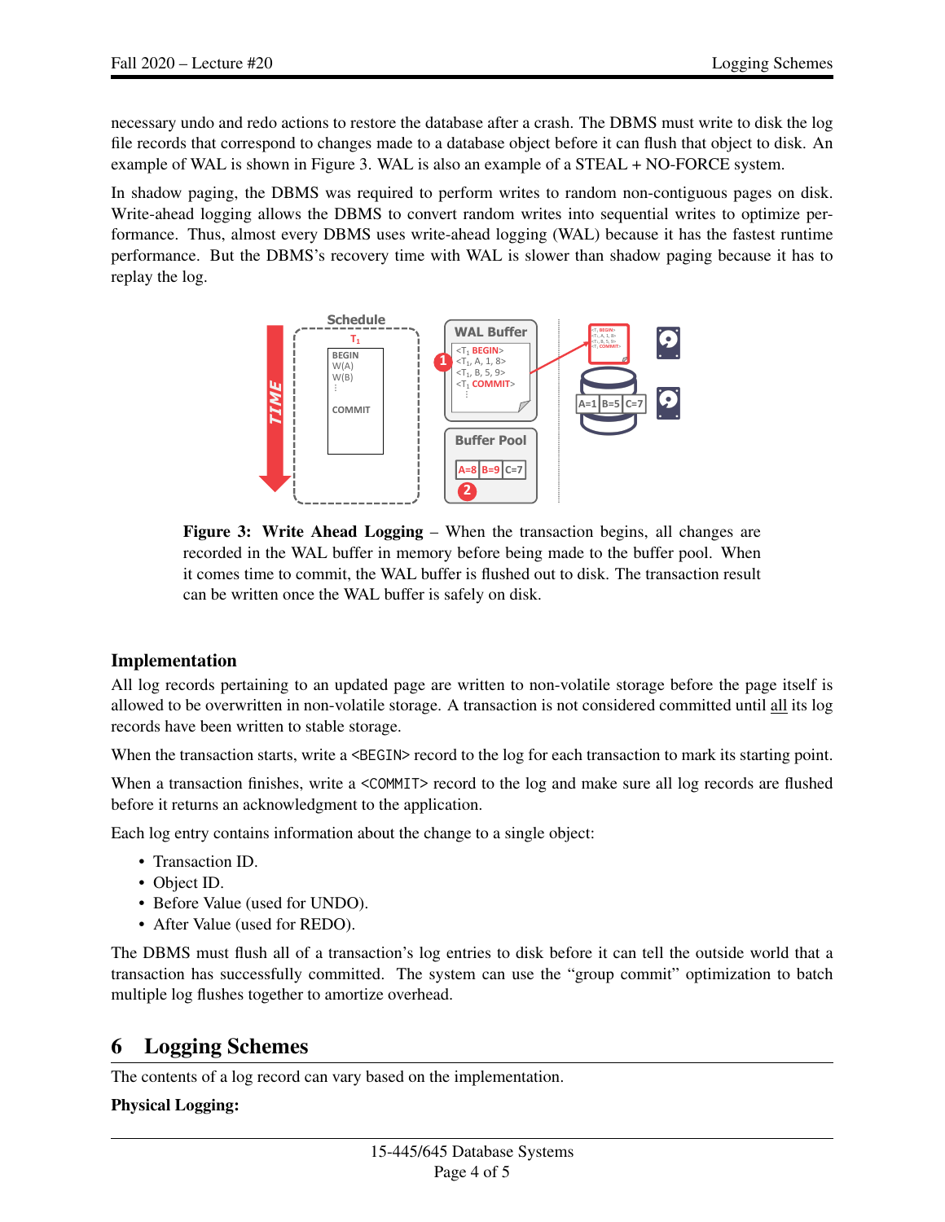necessary undo and redo actions to restore the database after a crash. The DBMS must write to disk the log file records that correspond to changes made to a database object before it can flush that object to disk. An example of WAL is shown in Figure 3. WAL is also an example of a STEAL + NO-FORCE system.

In shadow paging, the DBMS was required to perform writes to random non-contiguous pages on disk. Write-ahead logging allows the DBMS to convert random writes into sequential writes to optimize performance. Thus, almost every DBMS uses write-ahead logging (WAL) because it has the fastest runtime performance. But the DBMS's recovery time with WAL is slower than shadow paging because it has to replay the log.

**Figure 3: Write Ahead Logging** – When the transaction begins, all changes are recorded in the WAL buffer in memory before being made to the buffer pool. When it comes time to commit, the WAL buffer is flushed out to disk. The transaction result can be written once the WAL buffer is safely on disk.

### Implementation

All log records pertaining to an updated page are written to non-volatile storage before the page itself is allowed to be overwritten in non-volatile storage. A transaction is not considered committed until all its log records have been written to stable storage.

When the transaction starts, write a `<BEGIN>` record to the log for each transaction to mark its starting point.

When a transaction finishes, write a `<COMMIT>` record to the log and make sure all log records are flushed before it returns an acknowledgment to the application.

Each log entry contains information about the change to a single object:

- Transaction ID.
- Object ID.
- Before Value (used for UNDO).
- After Value (used for REDO).

The DBMS must flush all of a transaction's log entries to disk before it can tell the outside world that a transaction has successfully committed. The system can use the "group commit" optimization to batch multiple log flushes together to amortize overhead.

## 6 Logging Schemes

The contents of a log record can vary based on the implementation.

**Physical Logging:**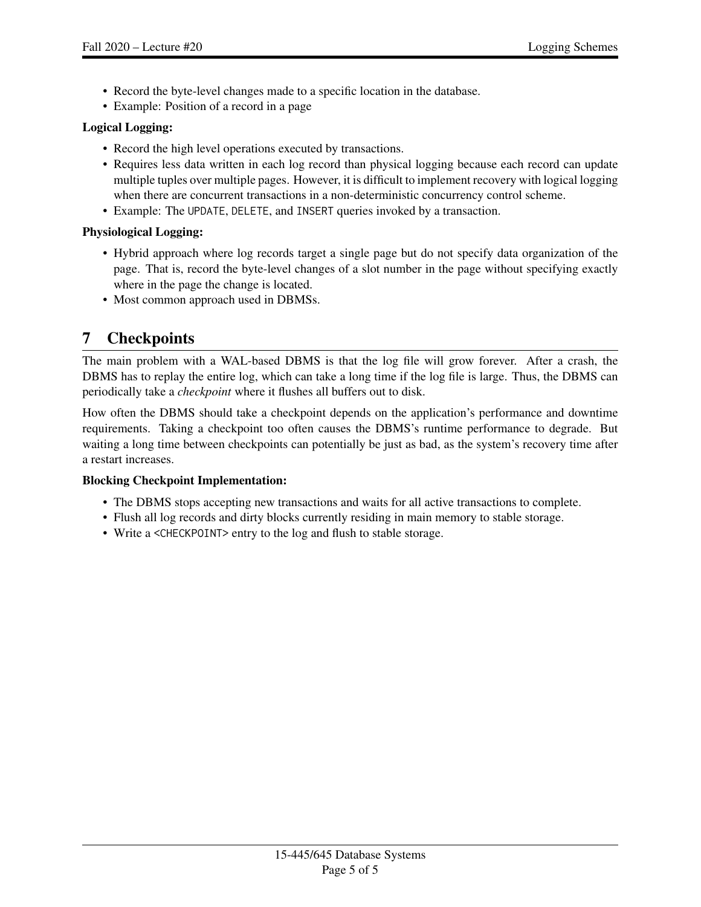- Record the byte-level changes made to a specific location in the database.
- Example: Position of a record in a page

**Logical Logging:**

- Record the high level operations executed by transactions.
- Requires less data written in each log record than physical logging because each record can update multiple tuples over multiple pages. However, it is difficult to implement recovery with logical logging when there are concurrent transactions in a non-deterministic concurrency control scheme.
- Example: The `UPDATE`, `DELETE`, and `INSERT` queries invoked by a transaction.

**Physiological Logging:**

- Hybrid approach where log records target a single page but do not specify data organization of the page. That is, record the byte-level changes of a slot number in the page without specifying exactly where in the page the change is located.
- Most common approach used in DBMSs.

## 7 Checkpoints

The main problem with a WAL-based DBMS is that the log file will grow forever. After a crash, the DBMS has to replay the entire log, which can take a long time if the log file is large. Thus, the DBMS can periodically take a *checkpoint* where it flushes all buffers out to disk.

How often the DBMS should take a checkpoint depends on the application's performance and downtime requirements. Taking a checkpoint too often causes the DBMS's runtime performance to degrade. But waiting a long time between checkpoints can potentially be just as bad, as the system's recovery time after a restart increases.

**Blocking Checkpoint Implementation:**

- The DBMS stops accepting new transactions and waits for all active transactions to complete.
- Flush all log records and dirty blocks currently residing in main memory to stable storage.
- Write a `<CHECKPOINT>` entry to the log and flush to stable storage.